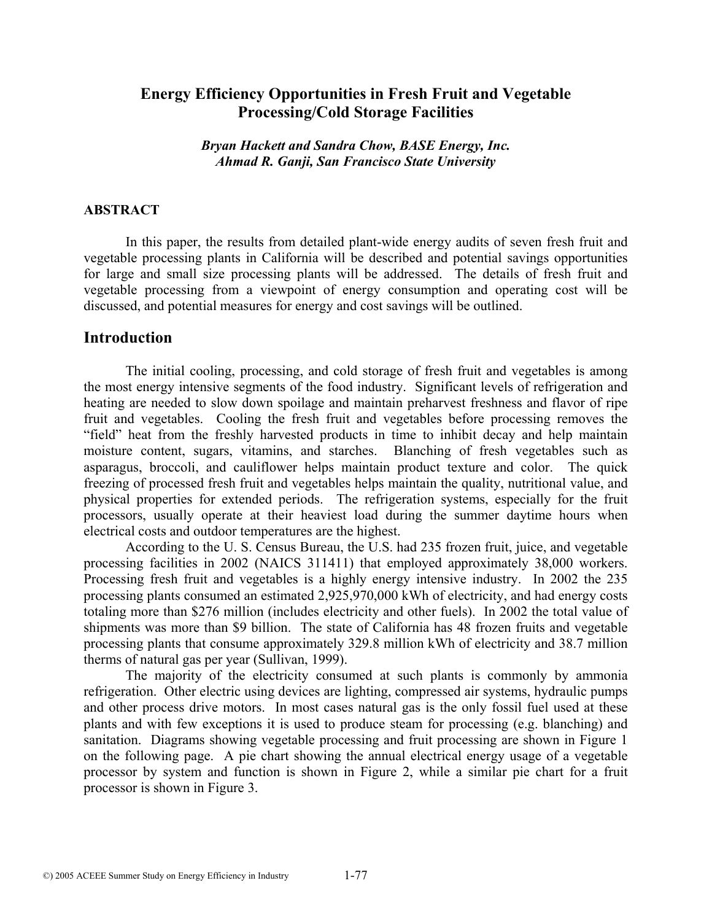# Energy Efficiency Opportunities in Fresh Fruit and Vegetable Processing/Cold Storage Facilities

***Bryan Hackett and Sandra Chow, BASE Energy, Inc.***
***Ahmad R. Ganji, San Francisco State University***

### ABSTRACT

In this paper, the results from detailed plant-wide energy audits of seven fresh fruit and vegetable processing plants in California will be described and potential savings opportunities for large and small size processing plants will be addressed. The details of fresh fruit and vegetable processing from a viewpoint of energy consumption and operating cost will be discussed, and potential measures for energy and cost savings will be outlined.

## Introduction

The initial cooling, processing, and cold storage of fresh fruit and vegetables is among the most energy intensive segments of the food industry. Significant levels of refrigeration and heating are needed to slow down spoilage and maintain preharvest freshness and flavor of ripe fruit and vegetables. Cooling the fresh fruit and vegetables before processing removes the "field" heat from the freshly harvested products in time to inhibit decay and help maintain moisture content, sugars, vitamins, and starches. Blanching of fresh vegetables such as asparagus, broccoli, and cauliflower helps maintain product texture and color. The quick freezing of processed fresh fruit and vegetables helps maintain the quality, nutritional value, and physical properties for extended periods. The refrigeration systems, especially for the fruit processors, usually operate at their heaviest load during the summer daytime hours when electrical costs and outdoor temperatures are the highest.

According to the U. S. Census Bureau, the U.S. had 235 frozen fruit, juice, and vegetable processing facilities in 2002 (NAICS 311411) that employed approximately 38,000 workers. Processing fresh fruit and vegetables is a highly energy intensive industry. In 2002 the 235 processing plants consumed an estimated 2,925,970,000 kWh of electricity, and had energy costs totaling more than $276 million (includes electricity and other fuels). In 2002 the total value of shipments was more than $9 billion. The state of California has 48 frozen fruits and vegetable processing plants that consume approximately 329.8 million kWh of electricity and 38.7 million therms of natural gas per year (Sullivan, 1999).

The majority of the electricity consumed at such plants is commonly by ammonia refrigeration. Other electric using devices are lighting, compressed air systems, hydraulic pumps and other process drive motors. In most cases natural gas is the only fossil fuel used at these plants and with few exceptions it is used to produce steam for processing (e.g. blanching) and sanitation. Diagrams showing vegetable processing and fruit processing are shown in Figure 1 on the following page. A pie chart showing the annual electrical energy usage of a vegetable processor by system and function is shown in Figure 2, while a similar pie chart for a fruit processor is shown in Figure 3.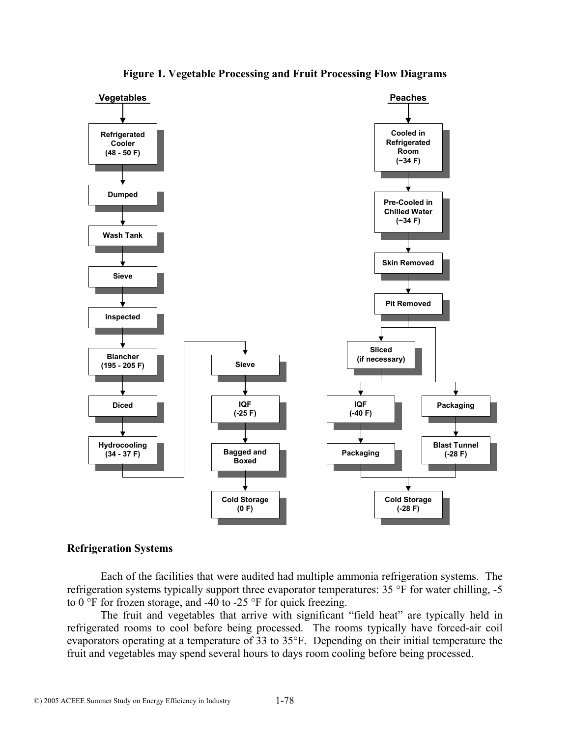**Figure 1. Vegetable Processing and Fruit Processing Flow Diagrams**

**Vegetables**

Refrigerated Cooler (48 - 50 F) → Dumped → Wash Tank → Sieve → Inspected → Blancher (195 - 205 F) → Diced → Hydrocooling (34 - 37 F) → Sieve → IQF (-25 F) → Bagged and Boxed → Cold Storage (0 F)

**Peaches**

Cooled in Refrigerated Room (~34 F) → Pre-Cooled in Chilled Water (~34 F) → Skin Removed → Pit Removed → Sliced (if necessary) → IQF (-40 F) → Packaging → Cold Storage (-28 F)

Pit Removed / Sliced (if necessary) → Packaging → Blast Tunnel (-28 F) → Cold Storage (-28 F)

## Refrigeration Systems

Each of the facilities that were audited had multiple ammonia refrigeration systems. The refrigeration systems typically support three evaporator temperatures: 35 °F for water chilling, -5 to 0 °F for frozen storage, and -40 to -25 °F for quick freezing.

The fruit and vegetables that arrive with significant "field heat" are typically held in refrigerated rooms to cool before being processed. The rooms typically have forced-air coil evaporators operating at a temperature of 33 to 35°F. Depending on their initial temperature the fruit and vegetables may spend several hours to days room cooling before being processed.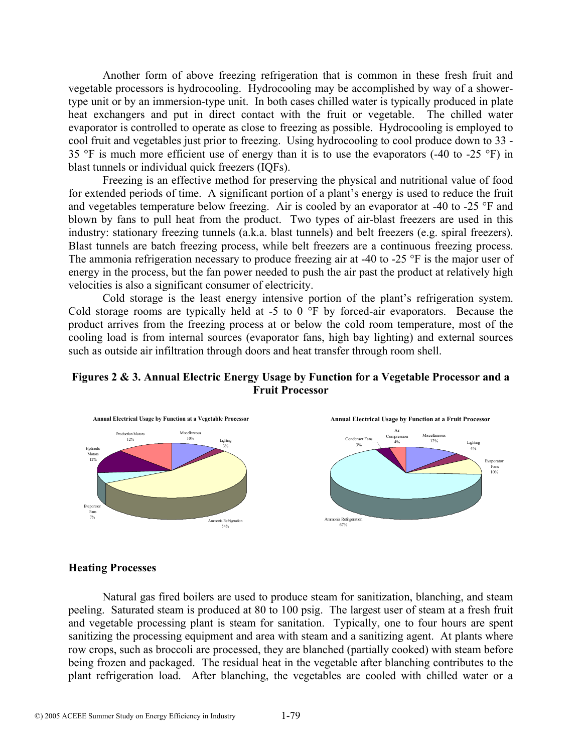Another form of above freezing refrigeration that is common in these fresh fruit and vegetable processors is hydrocooling. Hydrocooling may be accomplished by way of a shower-type unit or by an immersion-type unit. In both cases chilled water is typically produced in plate heat exchangers and put in direct contact with the fruit or vegetable. The chilled water evaporator is controlled to operate as close to freezing as possible. Hydrocooling is employed to cool fruit and vegetables just prior to freezing. Using hydrocooling to cool produce down to 33 - 35 °F is much more efficient use of energy than it is to use the evaporators (-40 to -25 °F) in blast tunnels or individual quick freezers (IQFs).

Freezing is an effective method for preserving the physical and nutritional value of food for extended periods of time. A significant portion of a plant's energy is used to reduce the fruit and vegetables temperature below freezing. Air is cooled by an evaporator at -40 to -25 °F and blown by fans to pull heat from the product. Two types of air-blast freezers are used in this industry: stationary freezing tunnels (a.k.a. blast tunnels) and belt freezers (e.g. spiral freezers). Blast tunnels are batch freezing process, while belt freezers are a continuous freezing process. The ammonia refrigeration necessary to produce freezing air at -40 to -25 °F is the major user of energy in the process, but the fan power needed to push the air past the product at relatively high velocities is also a significant consumer of electricity.

Cold storage is the least energy intensive portion of the plant's refrigeration system. Cold storage rooms are typically held at -5 to 0 °F by forced-air evaporators. Because the product arrives from the freezing process at or below the cold room temperature, most of the cooling load is from internal sources (evaporator fans, high bay lighting) and external sources such as outside air infiltration through doors and heat transfer through room shell.

**Figures 2 & 3. Annual Electric Energy Usage by Function for a Vegetable Processor and a Fruit Processor**

**Annual Electrical Usage by Function at a Vegetable Processor**

Miscellaneous 10%; Lighting 3%; Ammonia Refrigeration 54%; Evaporator Fans 7%; Hydraulic Motors 12%; Production Motors 12%

**Annual Electrical Usage by Function at a Fruit Processor**

Miscellaneous 12%; Lighting 4%; Evaporator Fans 10%; Ammonia Refrigeration 67%; Condenser Fans 3%; Air Compression 4%

## Heating Processes

Natural gas fired boilers are used to produce steam for sanitization, blanching, and steam peeling. Saturated steam is produced at 80 to 100 psig. The largest user of steam at a fresh fruit and vegetable processing plant is steam for sanitation. Typically, one to four hours are spent sanitizing the processing equipment and area with steam and a sanitizing agent. At plants where row crops, such as broccoli are processed, they are blanched (partially cooked) with steam before being frozen and packaged. The residual heat in the vegetable after blanching contributes to the plant refrigeration load. After blanching, the vegetables are cooled with chilled water or a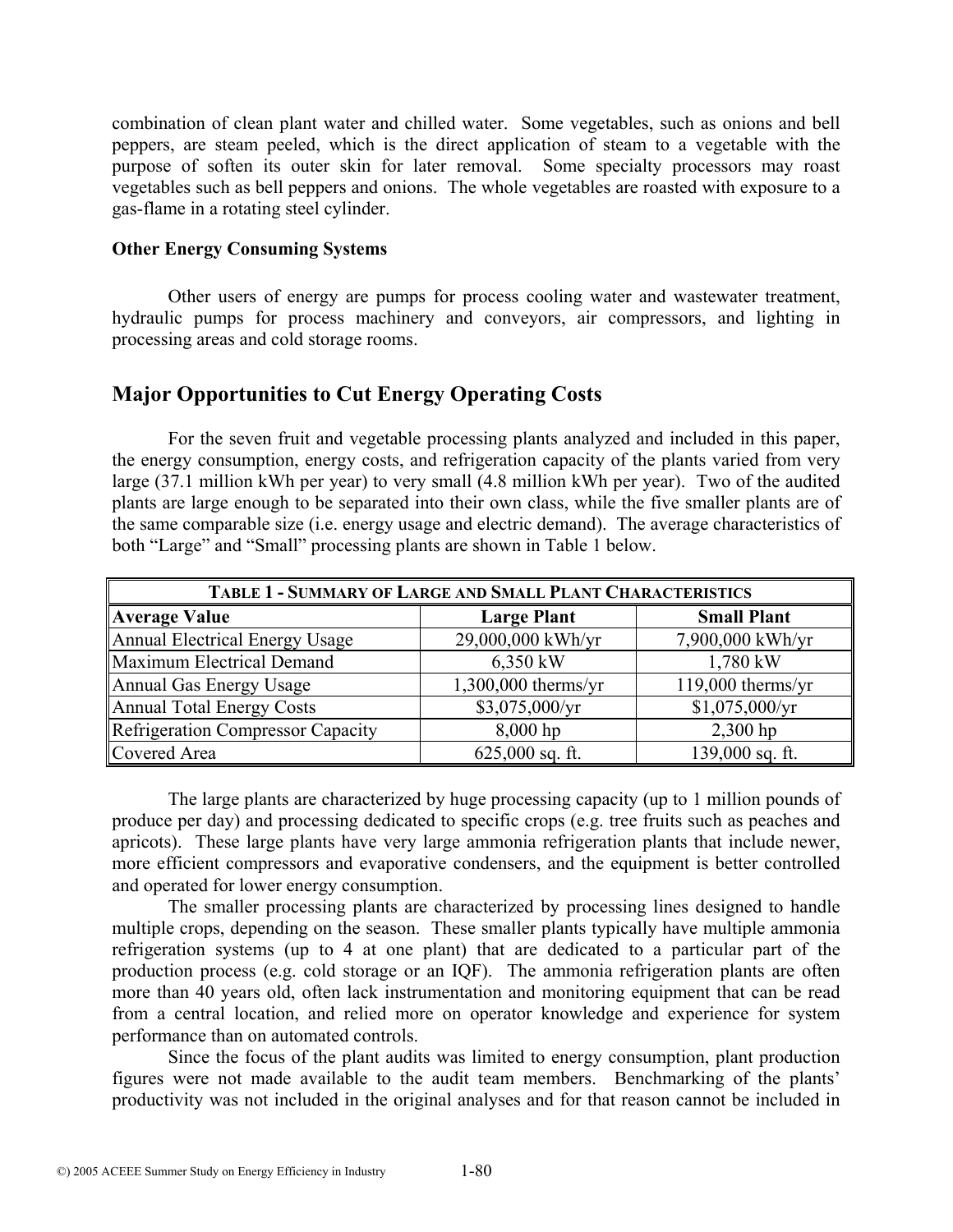combination of clean plant water and chilled water. Some vegetables, such as onions and bell peppers, are steam peeled, which is the direct application of steam to a vegetable with the purpose of soften its outer skin for later removal. Some specialty processors may roast vegetables such as bell peppers and onions. The whole vegetables are roasted with exposure to a gas-flame in a rotating steel cylinder.

**Other Energy Consuming Systems**

Other users of energy are pumps for process cooling water and wastewater treatment, hydraulic pumps for process machinery and conveyors, air compressors, and lighting in processing areas and cold storage rooms.

## Major Opportunities to Cut Energy Operating Costs

For the seven fruit and vegetable processing plants analyzed and included in this paper, the energy consumption, energy costs, and refrigeration capacity of the plants varied from very large (37.1 million kWh per year) to very small (4.8 million kWh per year). Two of the audited plants are large enough to be separated into their own class, while the five smaller plants are of the same comparable size (i.e. energy usage and electric demand). The average characteristics of both "Large" and "Small" processing plants are shown in Table 1 below.

| TABLE 1 - SUMMARY OF LARGE AND SMALL PLANT CHARACTERISTICS | | |
|---|---|---|
| **Average Value** | **Large Plant** | **Small Plant** |
| Annual Electrical Energy Usage | 29,000,000 kWh/yr | 7,900,000 kWh/yr |
| Maximum Electrical Demand | 6,350 kW | 1,780 kW |
| Annual Gas Energy Usage | 1,300,000 therms/yr | 119,000 therms/yr |
| Annual Total Energy Costs | $3,075,000/yr | $1,075,000/yr |
| Refrigeration Compressor Capacity | 8,000 hp | 2,300 hp |
| Covered Area | 625,000 sq. ft. | 139,000 sq. ft. |

The large plants are characterized by huge processing capacity (up to 1 million pounds of produce per day) and processing dedicated to specific crops (e.g. tree fruits such as peaches and apricots). These large plants have very large ammonia refrigeration plants that include newer, more efficient compressors and evaporative condensers, and the equipment is better controlled and operated for lower energy consumption.

The smaller processing plants are characterized by processing lines designed to handle multiple crops, depending on the season. These smaller plants typically have multiple ammonia refrigeration systems (up to 4 at one plant) that are dedicated to a particular part of the production process (e.g. cold storage or an IQF). The ammonia refrigeration plants are often more than 40 years old, often lack instrumentation and monitoring equipment that can be read from a central location, and relied more on operator knowledge and experience for system performance than on automated controls.

Since the focus of the plant audits was limited to energy consumption, plant production figures were not made available to the audit team members. Benchmarking of the plants' productivity was not included in the original analyses and for that reason cannot be included in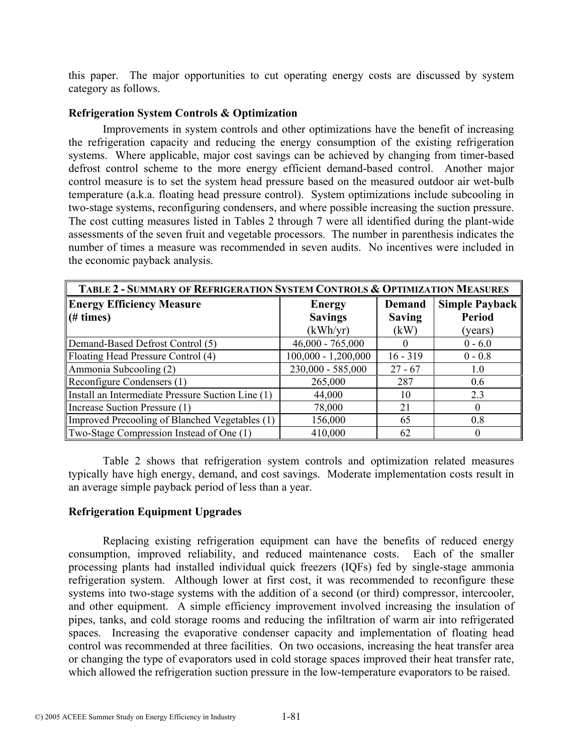this paper. The major opportunities to cut operating energy costs are discussed by system category as follows.

### Refrigeration System Controls & Optimization

Improvements in system controls and other optimizations have the benefit of increasing the refrigeration capacity and reducing the energy consumption of the existing refrigeration systems. Where applicable, major cost savings can be achieved by changing from timer-based defrost control scheme to the more energy efficient demand-based control. Another major control measure is to set the system head pressure based on the measured outdoor air wet-bulb temperature (a.k.a. floating head pressure control). System optimizations include subcooling in two-stage systems, reconfiguring condensers, and where possible increasing the suction pressure. The cost cutting measures listed in Tables 2 through 7 were all identified during the plant-wide assessments of the seven fruit and vegetable processors. The number in parenthesis indicates the number of times a measure was recommended in seven audits. No incentives were included in the economic payback analysis.

**TABLE 2 - SUMMARY OF REFRIGERATION SYSTEM CONTROLS & OPTIMIZATION MEASURES**

| Energy Efficiency Measure (# times) | Energy Savings (kWh/yr) | Demand Saving (kW) | Simple Payback Period (years) |
|---|---|---|---|
| Demand-Based Defrost Control (5) | 46,000 - 765,000 | 0 | 0 - 6.0 |
| Floating Head Pressure Control (4) | 100,000 - 1,200,000 | 16 - 319 | 0 - 0.8 |
| Ammonia Subcooling (2) | 230,000 - 585,000 | 27 - 67 | 1.0 |
| Reconfigure Condensers (1) | 265,000 | 287 | 0.6 |
| Install an Intermediate Pressure Suction Line (1) | 44,000 | 10 | 2.3 |
| Increase Suction Pressure (1) | 78,000 | 21 | 0 |
| Improved Precooling of Blanched Vegetables (1) | 156,000 | 65 | 0.8 |
| Two-Stage Compression Instead of One (1) | 410,000 | 62 | 0 |

Table 2 shows that refrigeration system controls and optimization related measures typically have high energy, demand, and cost savings. Moderate implementation costs result in an average simple payback period of less than a year.

### Refrigeration Equipment Upgrades

Replacing existing refrigeration equipment can have the benefits of reduced energy consumption, improved reliability, and reduced maintenance costs. Each of the smaller processing plants had installed individual quick freezers (IQFs) fed by single-stage ammonia refrigeration system. Although lower at first cost, it was recommended to reconfigure these systems into two-stage systems with the addition of a second (or third) compressor, intercooler, and other equipment. A simple efficiency improvement involved increasing the insulation of pipes, tanks, and cold storage rooms and reducing the infiltration of warm air into refrigerated spaces. Increasing the evaporative condenser capacity and implementation of floating head control was recommended at three facilities. On two occasions, increasing the heat transfer area or changing the type of evaporators used in cold storage spaces improved their heat transfer rate, which allowed the refrigeration suction pressure in the low-temperature evaporators to be raised.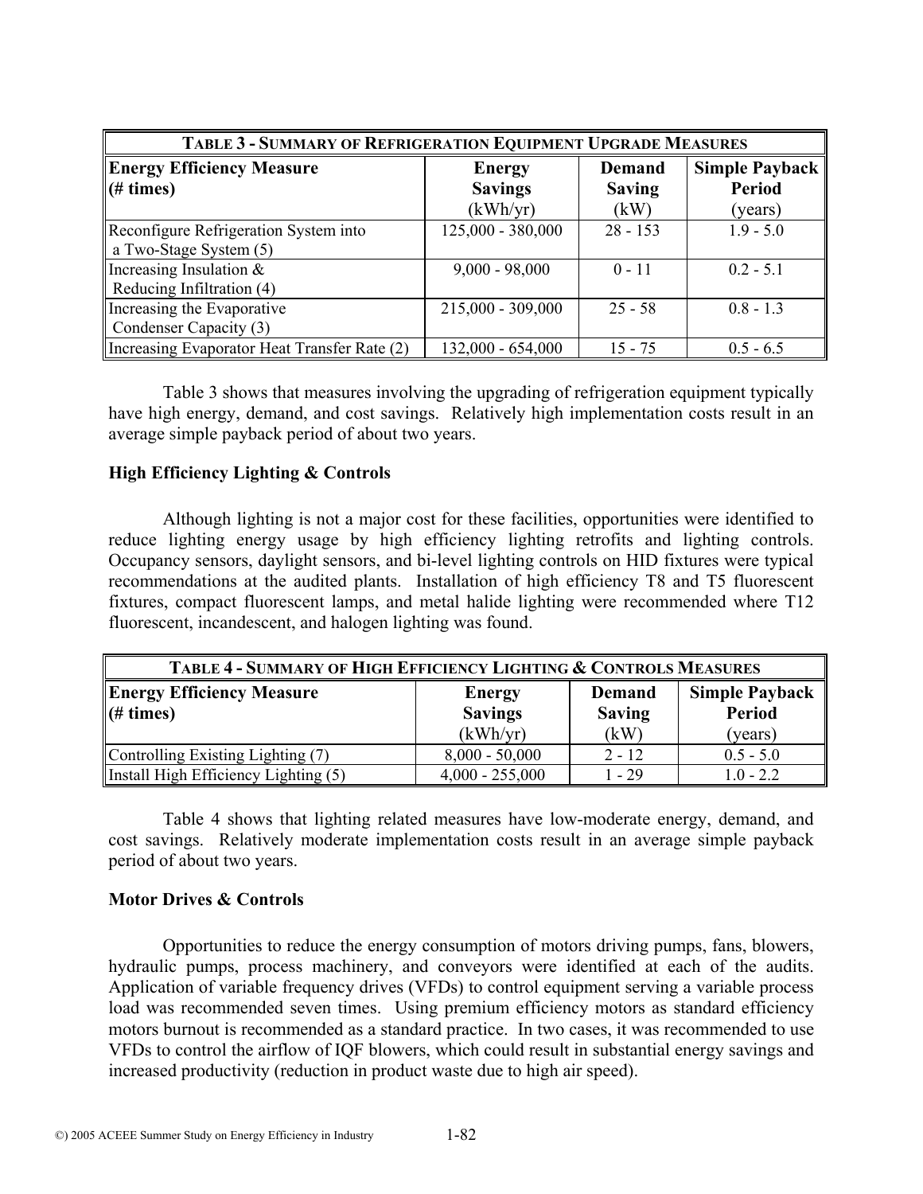| TABLE 3 - SUMMARY OF REFRIGERATION EQUIPMENT UPGRADE MEASURES | | | |
|---|---|---|---|
| **Energy Efficiency Measure (# times)** | **Energy Savings** (kWh/yr) | **Demand Saving** (kW) | **Simple Payback Period** (years) |
| Reconfigure Refrigeration System into a Two-Stage System (5) | 125,000 - 380,000 | 28 - 153 | 1.9 - 5.0 |
| Increasing Insulation & Reducing Infiltration (4) | 9,000 - 98,000 | 0 - 11 | 0.2 - 5.1 |
| Increasing the Evaporative Condenser Capacity (3) | 215,000 - 309,000 | 25 - 58 | 0.8 - 1.3 |
| Increasing Evaporator Heat Transfer Rate (2) | 132,000 - 654,000 | 15 - 75 | 0.5 - 6.5 |

Table 3 shows that measures involving the upgrading of refrigeration equipment typically have high energy, demand, and cost savings. Relatively high implementation costs result in an average simple payback period of about two years.

**High Efficiency Lighting & Controls**

Although lighting is not a major cost for these facilities, opportunities were identified to reduce lighting energy usage by high efficiency lighting retrofits and lighting controls. Occupancy sensors, daylight sensors, and bi-level lighting controls on HID fixtures were typical recommendations at the audited plants. Installation of high efficiency T8 and T5 fluorescent fixtures, compact fluorescent lamps, and metal halide lighting were recommended where T12 fluorescent, incandescent, and halogen lighting was found.

| TABLE 4 - SUMMARY OF HIGH EFFICIENCY LIGHTING & CONTROLS MEASURES | | | |
|---|---|---|---|
| **Energy Efficiency Measure (# times)** | **Energy Savings** (kWh/yr) | **Demand Saving** (kW) | **Simple Payback Period** (years) |
| Controlling Existing Lighting (7) | 8,000 - 50,000 | 2 - 12 | 0.5 - 5.0 |
| Install High Efficiency Lighting (5) | 4,000 - 255,000 | 1 - 29 | 1.0 - 2.2 |

Table 4 shows that lighting related measures have low-moderate energy, demand, and cost savings. Relatively moderate implementation costs result in an average simple payback period of about two years.

**Motor Drives & Controls**

Opportunities to reduce the energy consumption of motors driving pumps, fans, blowers, hydraulic pumps, process machinery, and conveyors were identified at each of the audits. Application of variable frequency drives (VFDs) to control equipment serving a variable process load was recommended seven times. Using premium efficiency motors as standard efficiency motors burnout is recommended as a standard practice. In two cases, it was recommended to use VFDs to control the airflow of IQF blowers, which could result in substantial energy savings and increased productivity (reduction in product waste due to high air speed).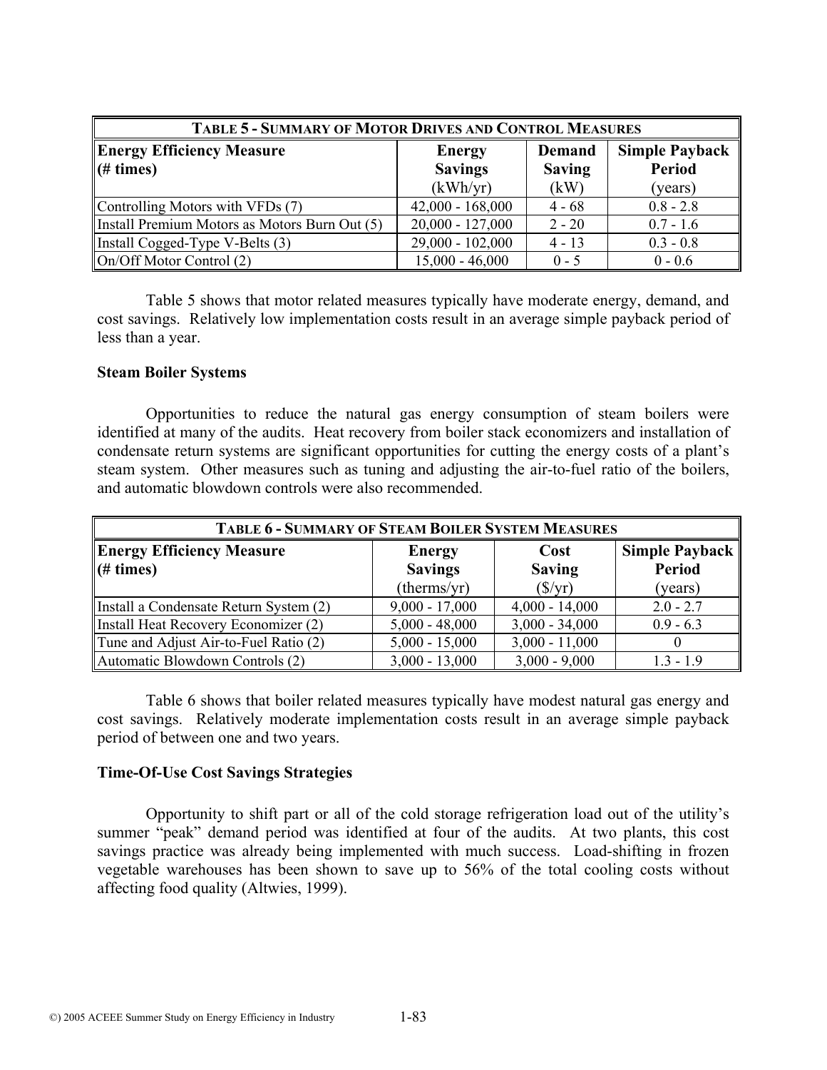| TABLE 5 - SUMMARY OF MOTOR DRIVES AND CONTROL MEASURES | | | |
|---|---|---|---|
| **Energy Efficiency Measure (# times)** | **Energy Savings** (kWh/yr) | **Demand Saving** (kW) | **Simple Payback Period** (years) |
| Controlling Motors with VFDs (7) | 42,000 - 168,000 | 4 - 68 | 0.8 - 2.8 |
| Install Premium Motors as Motors Burn Out (5) | 20,000 - 127,000 | 2 - 20 | 0.7 - 1.6 |
| Install Cogged-Type V-Belts (3) | 29,000 - 102,000 | 4 - 13 | 0.3 - 0.8 |
| On/Off Motor Control (2) | 15,000 - 46,000 | 0 - 5 | 0 - 0.6 |

Table 5 shows that motor related measures typically have moderate energy, demand, and cost savings. Relatively low implementation costs result in an average simple payback period of less than a year.

**Steam Boiler Systems**

Opportunities to reduce the natural gas energy consumption of steam boilers were identified at many of the audits. Heat recovery from boiler stack economizers and installation of condensate return systems are significant opportunities for cutting the energy costs of a plant's steam system. Other measures such as tuning and adjusting the air-to-fuel ratio of the boilers, and automatic blowdown controls were also recommended.

| TABLE 6 - SUMMARY OF STEAM BOILER SYSTEM MEASURES | | | |
|---|---|---|---|
| **Energy Efficiency Measure (# times)** | **Energy Savings** (therms/yr) | **Cost Saving** ($/yr) | **Simple Payback Period** (years) |
| Install a Condensate Return System (2) | 9,000 - 17,000 | 4,000 - 14,000 | 2.0 - 2.7 |
| Install Heat Recovery Economizer (2) | 5,000 - 48,000 | 3,000 - 34,000 | 0.9 - 6.3 |
| Tune and Adjust Air-to-Fuel Ratio (2) | 5,000 - 15,000 | 3,000 - 11,000 | 0 |
| Automatic Blowdown Controls (2) | 3,000 - 13,000 | 3,000 - 9,000 | 1.3 - 1.9 |

Table 6 shows that boiler related measures typically have modest natural gas energy and cost savings. Relatively moderate implementation costs result in an average simple payback period of between one and two years.

**Time-Of-Use Cost Savings Strategies**

Opportunity to shift part or all of the cold storage refrigeration load out of the utility's summer "peak" demand period was identified at four of the audits. At two plants, this cost savings practice was already being implemented with much success. Load-shifting in frozen vegetable warehouses has been shown to save up to 56% of the total cooling costs without affecting food quality (Altwies, 1999).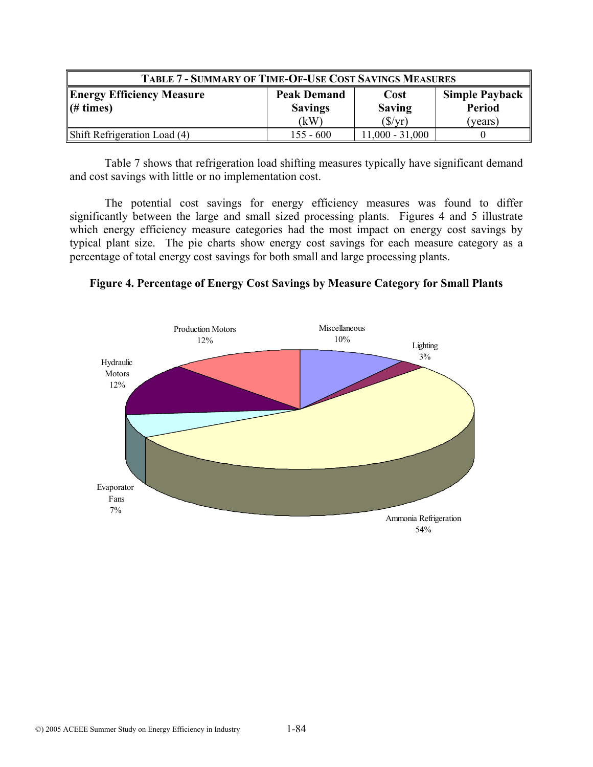| TABLE 7 - SUMMARY OF TIME-OF-USE COST SAVINGS MEASURES | | | |
|---|---|---|---|
| **Energy Efficiency Measure (# times)** | **Peak Demand Savings** (kW) | **Cost Saving** ($/yr) | **Simple Payback Period** (years) |
| Shift Refrigeration Load (4) | 155 - 600 | 11,000 - 31,000 | 0 |

Table 7 shows that refrigeration load shifting measures typically have significant demand and cost savings with little or no implementation cost.

The potential cost savings for energy efficiency measures was found to differ significantly between the large and small sized processing plants. Figures 4 and 5 illustrate which energy efficiency measure categories had the most impact on energy cost savings by typical plant size. The pie charts show energy cost savings for each measure category as a percentage of total energy cost savings for both small and large processing plants.

**Figure 4. Percentage of Energy Cost Savings by Measure Category for Small Plants**

| Measure Category | Percentage |
|---|---|
| Miscellaneous | 10% |
| Lighting | 3% |
| Ammonia Refrigeration | 54% |
| Evaporator Fans | 7% |
| Hydraulic Motors | 12% |
| Production Motors | 12% |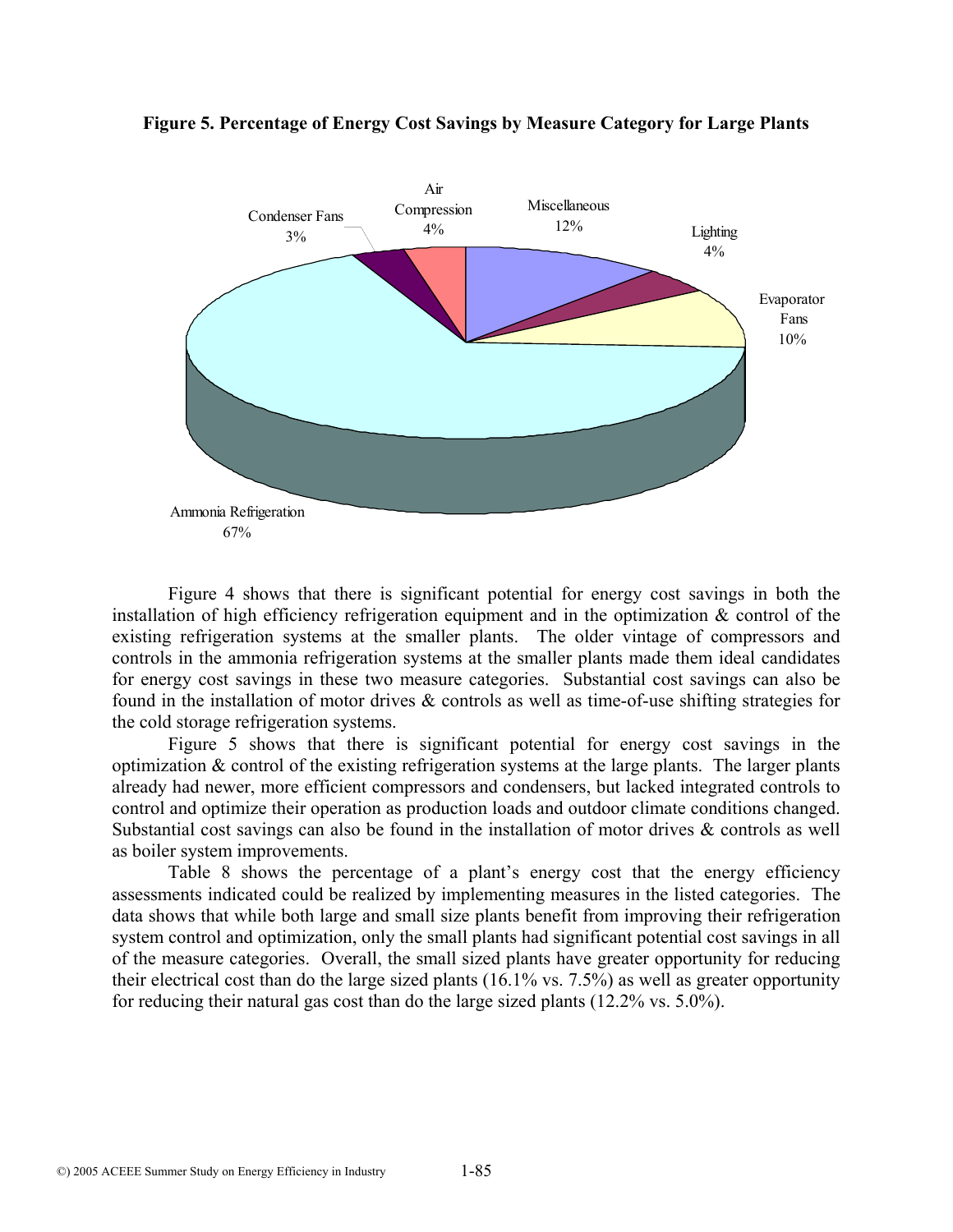**Figure 5. Percentage of Energy Cost Savings by Measure Category for Large Plants**

Figure 4 shows that there is significant potential for energy cost savings in both the installation of high efficiency refrigeration equipment and in the optimization & control of the existing refrigeration systems at the smaller plants. The older vintage of compressors and controls in the ammonia refrigeration systems at the smaller plants made them ideal candidates for energy cost savings in these two measure categories. Substantial cost savings can also be found in the installation of motor drives & controls as well as time-of-use shifting strategies for the cold storage refrigeration systems.

Figure 5 shows that there is significant potential for energy cost savings in the optimization & control of the existing refrigeration systems at the large plants. The larger plants already had newer, more efficient compressors and condensers, but lacked integrated controls to control and optimize their operation as production loads and outdoor climate conditions changed. Substantial cost savings can also be found in the installation of motor drives & controls as well as boiler system improvements.

Table 8 shows the percentage of a plant's energy cost that the energy efficiency assessments indicated could be realized by implementing measures in the listed categories. The data shows that while both large and small size plants benefit from improving their refrigeration system control and optimization, only the small plants had significant potential cost savings in all of the measure categories. Overall, the small sized plants have greater opportunity for reducing their electrical cost than do the large sized plants (16.1% vs. 7.5%) as well as greater opportunity for reducing their natural gas cost than do the large sized plants (12.2% vs. 5.0%).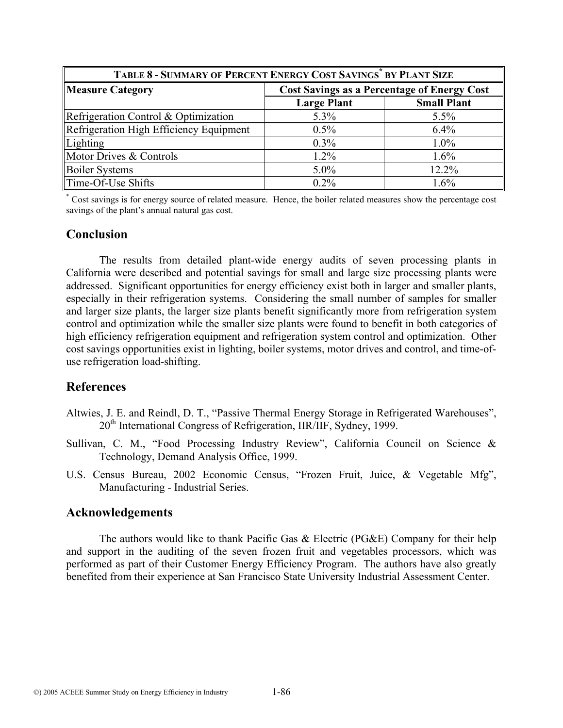| TABLE 8 - SUMMARY OF PERCENT ENERGY COST SAVINGS* BY PLANT SIZE | | |
|---|---|---|
| **Measure Category** | **Cost Savings as a Percentage of Energy Cost** | |
| | **Large Plant** | **Small Plant** |
| Refrigeration Control & Optimization | 5.3% | 5.5% |
| Refrigeration High Efficiency Equipment | 0.5% | 6.4% |
| Lighting | 0.3% | 1.0% |
| Motor Drives & Controls | 1.2% | 1.6% |
| Boiler Systems | 5.0% | 12.2% |
| Time-Of-Use Shifts | 0.2% | 1.6% |

* Cost savings is for energy source of related measure. Hence, the boiler related measures show the percentage cost savings of the plant's annual natural gas cost.

## Conclusion

The results from detailed plant-wide energy audits of seven processing plants in California were described and potential savings for small and large size processing plants were addressed. Significant opportunities for energy efficiency exist both in larger and smaller plants, especially in their refrigeration systems. Considering the small number of samples for smaller and larger size plants, the larger size plants benefit significantly more from refrigeration system control and optimization while the smaller size plants were found to benefit in both categories of high efficiency refrigeration equipment and refrigeration system control and optimization. Other cost savings opportunities exist in lighting, boiler systems, motor drives and control, and time-of-use refrigeration load-shifting.

## References

Altwies, J. E. and Reindl, D. T., "Passive Thermal Energy Storage in Refrigerated Warehouses", 20th International Congress of Refrigeration, IIR/IIF, Sydney, 1999.

Sullivan, C. M., "Food Processing Industry Review", California Council on Science & Technology, Demand Analysis Office, 1999.

U.S. Census Bureau, 2002 Economic Census, "Frozen Fruit, Juice, & Vegetable Mfg", Manufacturing - Industrial Series.

## Acknowledgements

The authors would like to thank Pacific Gas & Electric (PG&E) Company for their help and support in the auditing of the seven frozen fruit and vegetables processors, which was performed as part of their Customer Energy Efficiency Program. The authors have also greatly benefited from their experience at San Francisco State University Industrial Assessment Center.